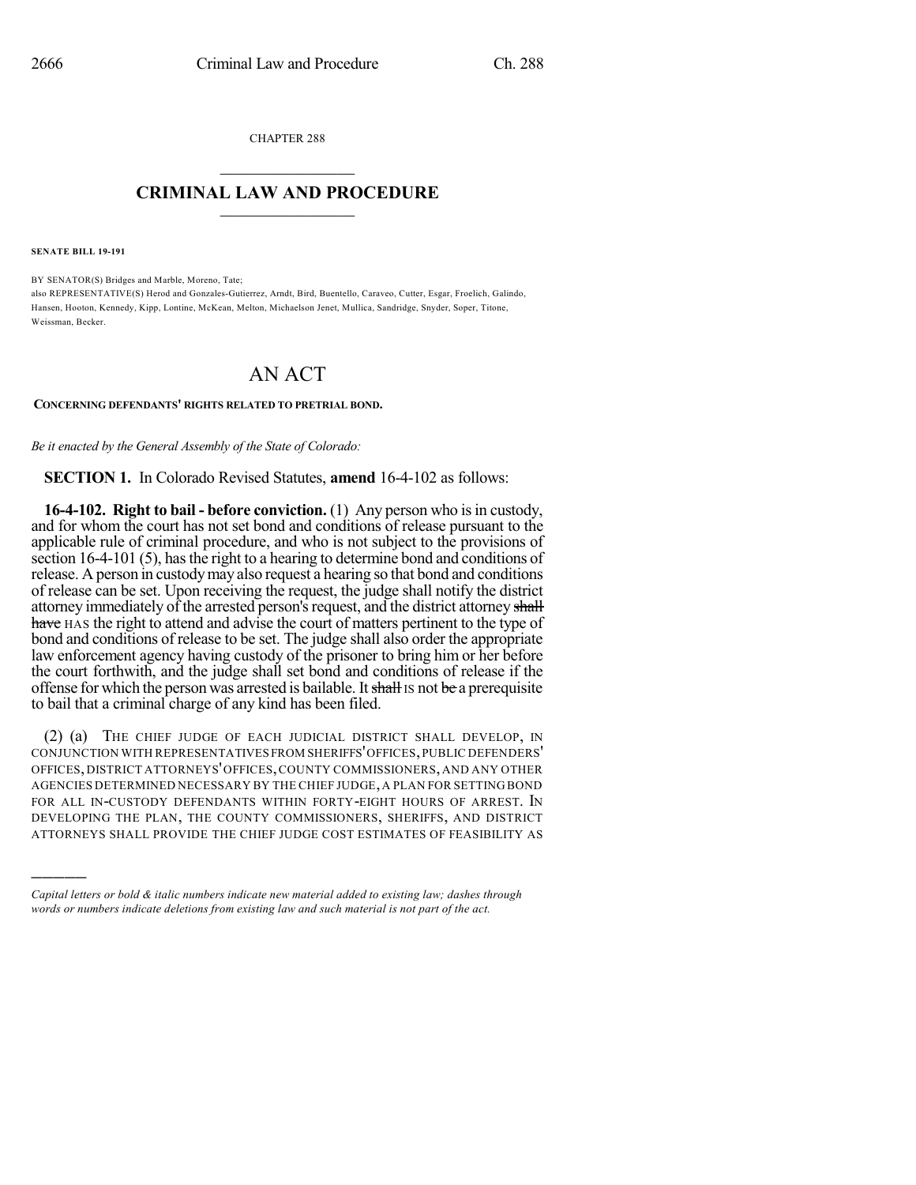CHAPTER 288

# CRIMINAL LAW AND PROCEDURE

**SENATE BILL 19-191**

BY SENATOR(S) Bridges and Marble, Moreno, Tate;
also REPRESENTATIVE(S) Herod and Gonzales-Gutierrez, Arndt, Bird, Buentello, Caraveo, Cutter, Esgar, Froelich, Galindo, Hansen, Hooton, Kennedy, Kipp, Lontine, McKean, Melton, Michaelson Jenet, Mullica, Sandridge, Snyder, Soper, Titone, Weissman, Becker.

# AN ACT

**CONCERNING DEFENDANTS' RIGHTS RELATED TO PRETRIAL BOND.**

*Be it enacted by the General Assembly of the State of Colorado:*

**SECTION 1.** In Colorado Revised Statutes, **amend** 16-4-102 as follows:

**16-4-102. Right to bail - before conviction.** (1) Any person who is in custody, and for whom the court has not set bond and conditions of release pursuant to the applicable rule of criminal procedure, and who is not subject to the provisions of section 16-4-101 (5), has the right to a hearing to determine bond and conditions of release. A person in custody may also request a hearing so that bond and conditions of release can be set. Upon receiving the request, the judge shall notify the district attorney immediately of the arrested person's request, and the district attorney ~~shall have~~ HAS the right to attend and advise the court of matters pertinent to the type of bond and conditions of release to be set. The judge shall also order the appropriate law enforcement agency having custody of the prisoner to bring him or her before the court forthwith, and the judge shall set bond and conditions of release if the offense for which the person was arrested is bailable. It ~~shall~~ IS not ~~be~~ a prerequisite to bail that a criminal charge of any kind has been filed.

(2) (a) THE CHIEF JUDGE OF EACH JUDICIAL DISTRICT SHALL DEVELOP, IN CONJUNCTION WITH REPRESENTATIVES FROM SHERIFFS' OFFICES, PUBLIC DEFENDERS' OFFICES, DISTRICT ATTORNEYS' OFFICES, COUNTY COMMISSIONERS, AND ANY OTHER AGENCIES DETERMINED NECESSARY BY THE CHIEF JUDGE, A PLAN FOR SETTING BOND FOR ALL IN-CUSTODY DEFENDANTS WITHIN FORTY-EIGHT HOURS OF ARREST. IN DEVELOPING THE PLAN, THE COUNTY COMMISSIONERS, SHERIFFS, AND DISTRICT ATTORNEYS SHALL PROVIDE THE CHIEF JUDGE COST ESTIMATES OF FEASIBILITY AS

---

*Capital letters or bold & italic numbers indicate new material added to existing law; dashes through words or numbers indicate deletions from existing law and such material is not part of the act.*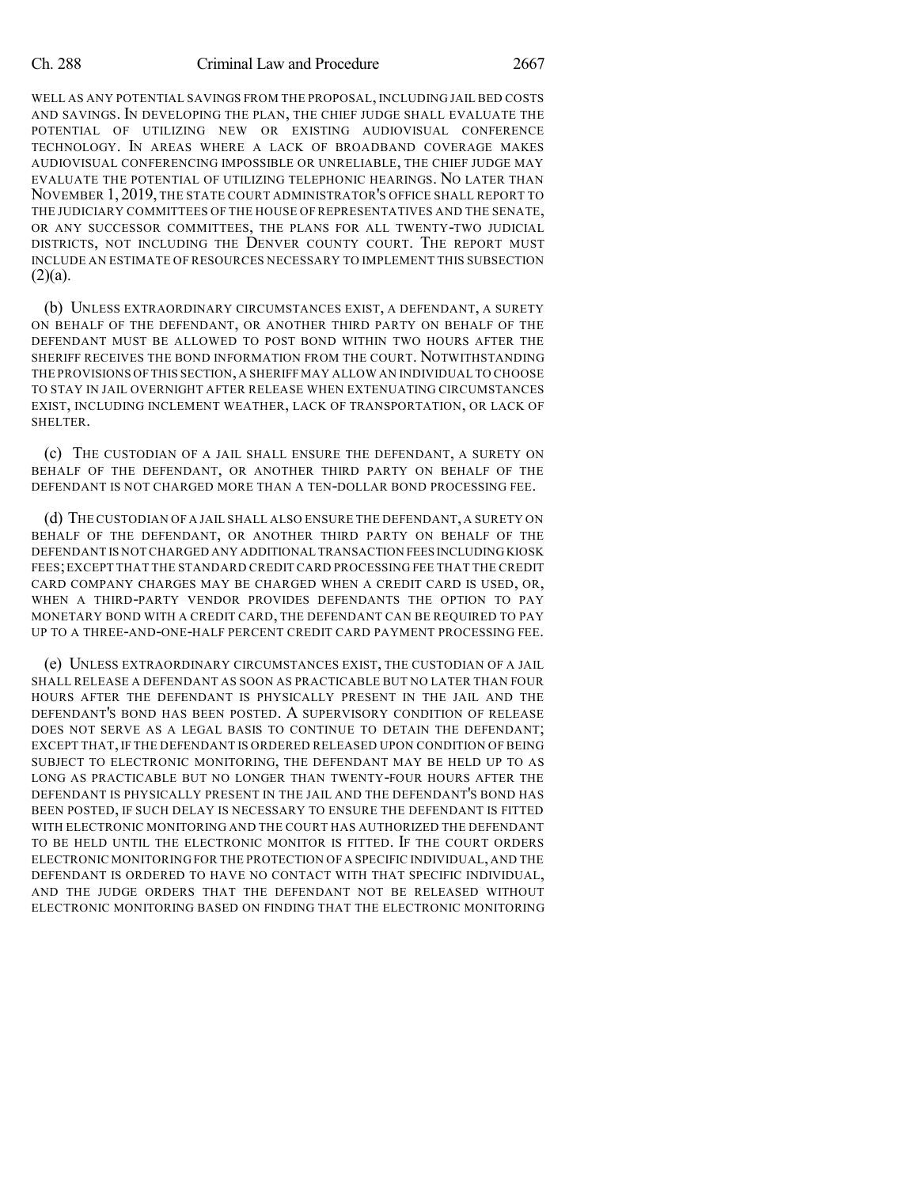WELL AS ANY POTENTIAL SAVINGS FROM THE PROPOSAL, INCLUDING JAIL BED COSTS AND SAVINGS. IN DEVELOPING THE PLAN, THE CHIEF JUDGE SHALL EVALUATE THE POTENTIAL OF UTILIZING NEW OR EXISTING AUDIOVISUAL CONFERENCE TECHNOLOGY. IN AREAS WHERE A LACK OF BROADBAND COVERAGE MAKES AUDIOVISUAL CONFERENCING IMPOSSIBLE OR UNRELIABLE, THE CHIEF JUDGE MAY EVALUATE THE POTENTIAL OF UTILIZING TELEPHONIC HEARINGS. NO LATER THAN NOVEMBER 1, 2019, THE STATE COURT ADMINISTRATOR'S OFFICE SHALL REPORT TO THE JUDICIARY COMMITTEES OF THE HOUSE OF REPRESENTATIVES AND THE SENATE, OR ANY SUCCESSOR COMMITTEES, THE PLANS FOR ALL TWENTY-TWO JUDICIAL DISTRICTS, NOT INCLUDING THE DENVER COUNTY COURT. THE REPORT MUST INCLUDE AN ESTIMATE OF RESOURCES NECESSARY TO IMPLEMENT THIS SUBSECTION (2)(a).

(b) UNLESS EXTRAORDINARY CIRCUMSTANCES EXIST, A DEFENDANT, A SURETY ON BEHALF OF THE DEFENDANT, OR ANOTHER THIRD PARTY ON BEHALF OF THE DEFENDANT MUST BE ALLOWED TO POST BOND WITHIN TWO HOURS AFTER THE SHERIFF RECEIVES THE BOND INFORMATION FROM THE COURT. NOTWITHSTANDING THE PROVISIONS OF THIS SECTION, A SHERIFF MAY ALLOW AN INDIVIDUAL TO CHOOSE TO STAY IN JAIL OVERNIGHT AFTER RELEASE WHEN EXTENUATING CIRCUMSTANCES EXIST, INCLUDING INCLEMENT WEATHER, LACK OF TRANSPORTATION, OR LACK OF SHELTER.

(c) THE CUSTODIAN OF A JAIL SHALL ENSURE THE DEFENDANT, A SURETY ON BEHALF OF THE DEFENDANT, OR ANOTHER THIRD PARTY ON BEHALF OF THE DEFENDANT IS NOT CHARGED MORE THAN A TEN-DOLLAR BOND PROCESSING FEE.

(d) THE CUSTODIAN OF A JAIL SHALL ALSO ENSURE THE DEFENDANT, A SURETY ON BEHALF OF THE DEFENDANT, OR ANOTHER THIRD PARTY ON BEHALF OF THE DEFENDANT IS NOT CHARGED ANY ADDITIONAL TRANSACTION FEES INCLUDING KIOSK FEES; EXCEPT THAT THE STANDARD CREDIT CARD PROCESSING FEE THAT THE CREDIT CARD COMPANY CHARGES MAY BE CHARGED WHEN A CREDIT CARD IS USED, OR, WHEN A THIRD-PARTY VENDOR PROVIDES DEFENDANTS THE OPTION TO PAY MONETARY BOND WITH A CREDIT CARD, THE DEFENDANT CAN BE REQUIRED TO PAY UP TO A THREE-AND-ONE-HALF PERCENT CREDIT CARD PAYMENT PROCESSING FEE.

(e) UNLESS EXTRAORDINARY CIRCUMSTANCES EXIST, THE CUSTODIAN OF A JAIL SHALL RELEASE A DEFENDANT AS SOON AS PRACTICABLE BUT NO LATER THAN FOUR HOURS AFTER THE DEFENDANT IS PHYSICALLY PRESENT IN THE JAIL AND THE DEFENDANT'S BOND HAS BEEN POSTED. A SUPERVISORY CONDITION OF RELEASE DOES NOT SERVE AS A LEGAL BASIS TO CONTINUE TO DETAIN THE DEFENDANT; EXCEPT THAT, IF THE DEFENDANT IS ORDERED RELEASED UPON CONDITION OF BEING SUBJECT TO ELECTRONIC MONITORING, THE DEFENDANT MAY BE HELD UP TO AS LONG AS PRACTICABLE BUT NO LONGER THAN TWENTY-FOUR HOURS AFTER THE DEFENDANT IS PHYSICALLY PRESENT IN THE JAIL AND THE DEFENDANT'S BOND HAS BEEN POSTED, IF SUCH DELAY IS NECESSARY TO ENSURE THE DEFENDANT IS FITTED WITH ELECTRONIC MONITORING AND THE COURT HAS AUTHORIZED THE DEFENDANT TO BE HELD UNTIL THE ELECTRONIC MONITOR IS FITTED. IF THE COURT ORDERS ELECTRONIC MONITORING FOR THE PROTECTION OF A SPECIFIC INDIVIDUAL, AND THE DEFENDANT IS ORDERED TO HAVE NO CONTACT WITH THAT SPECIFIC INDIVIDUAL, AND THE JUDGE ORDERS THAT THE DEFENDANT NOT BE RELEASED WITHOUT ELECTRONIC MONITORING BASED ON FINDING THAT THE ELECTRONIC MONITORING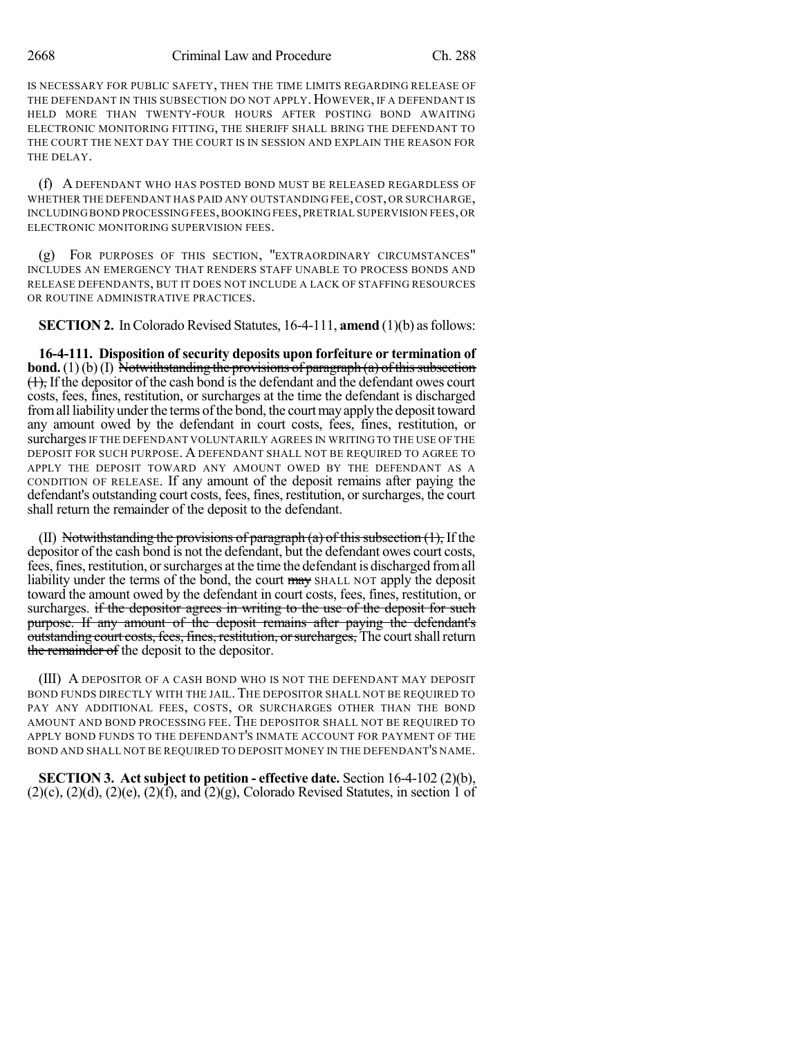IS NECESSARY FOR PUBLIC SAFETY, THEN THE TIME LIMITS REGARDING RELEASE OF THE DEFENDANT IN THIS SUBSECTION DO NOT APPLY. HOWEVER, IF A DEFENDANT IS HELD MORE THAN TWENTY-FOUR HOURS AFTER POSTING BOND AWAITING ELECTRONIC MONITORING FITTING, THE SHERIFF SHALL BRING THE DEFENDANT TO THE COURT THE NEXT DAY THE COURT IS IN SESSION AND EXPLAIN THE REASON FOR THE DELAY.

(f) A DEFENDANT WHO HAS POSTED BOND MUST BE RELEASED REGARDLESS OF WHETHER THE DEFENDANT HAS PAID ANY OUTSTANDING FEE, COST, OR SURCHARGE, INCLUDING BOND PROCESSING FEES, BOOKING FEES, PRETRIAL SUPERVISION FEES, OR ELECTRONIC MONITORING SUPERVISION FEES.

(g) FOR PURPOSES OF THIS SECTION, "EXTRAORDINARY CIRCUMSTANCES" INCLUDES AN EMERGENCY THAT RENDERS STAFF UNABLE TO PROCESS BONDS AND RELEASE DEFENDANTS, BUT IT DOES NOT INCLUDE A LACK OF STAFFING RESOURCES OR ROUTINE ADMINISTRATIVE PRACTICES.

**SECTION 2.** In Colorado Revised Statutes, 16-4-111, **amend** (1)(b) as follows:

**16-4-111. Disposition of security deposits upon forfeiture or termination of bond.** (1) (b) (I) ~~Notwithstanding the provisions of paragraph (a) of this subsection (1),~~ If the depositor of the cash bond is the defendant and the defendant owes court costs, fees, fines, restitution, or surcharges at the time the defendant is discharged from all liability under the terms of the bond, the court may apply the deposit toward any amount owed by the defendant in court costs, fees, fines, restitution, or surcharges IF THE DEFENDANT VOLUNTARILY AGREES IN WRITING TO THE USE OF THE DEPOSIT FOR SUCH PURPOSE. A DEFENDANT SHALL NOT BE REQUIRED TO AGREE TO APPLY THE DEPOSIT TOWARD ANY AMOUNT OWED BY THE DEFENDANT AS A CONDITION OF RELEASE. If any amount of the deposit remains after paying the defendant's outstanding court costs, fees, fines, restitution, or surcharges, the court shall return the remainder of the deposit to the defendant.

(II) ~~Notwithstanding the provisions of paragraph (a) of this subsection (1),~~ If the depositor of the cash bond is not the defendant, but the defendant owes court costs, fees, fines, restitution, or surcharges at the time the defendant is discharged from all liability under the terms of the bond, the court ~~may~~ SHALL NOT apply the deposit toward the amount owed by the defendant in court costs, fees, fines, restitution, or surcharges. ~~if the depositor agrees in writing to the use of the deposit for such purpose. If any amount of the deposit remains after paying the defendant's outstanding court costs, fees, fines, restitution, or surcharges,~~ The court shall return ~~the remainder of~~ the deposit to the depositor.

(III) A DEPOSITOR OF A CASH BOND WHO IS NOT THE DEFENDANT MAY DEPOSIT BOND FUNDS DIRECTLY WITH THE JAIL. THE DEPOSITOR SHALL NOT BE REQUIRED TO PAY ANY ADDITIONAL FEES, COSTS, OR SURCHARGES OTHER THAN THE BOND AMOUNT AND BOND PROCESSING FEE. THE DEPOSITOR SHALL NOT BE REQUIRED TO APPLY BOND FUNDS TO THE DEFENDANT'S INMATE ACCOUNT FOR PAYMENT OF THE BOND AND SHALL NOT BE REQUIRED TO DEPOSIT MONEY IN THE DEFENDANT'S NAME.

**SECTION 3. Act subject to petition - effective date.** Section 16-4-102 (2)(b), (2)(c), (2)(d), (2)(e), (2)(f), and (2)(g), Colorado Revised Statutes, in section 1 of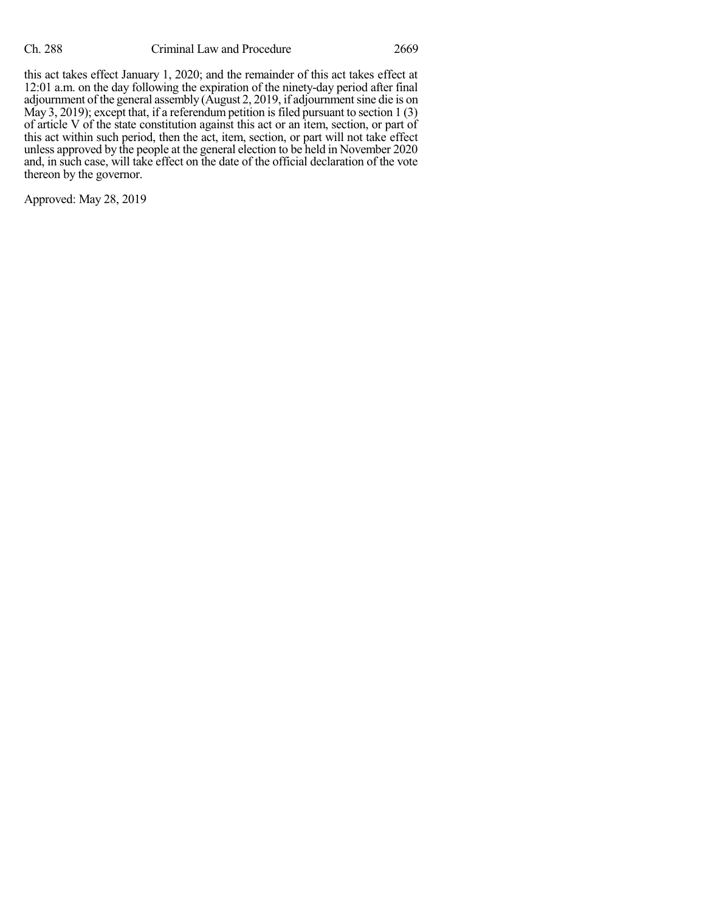this act takes effect January 1, 2020; and the remainder of this act takes effect at 12:01 a.m. on the day following the expiration of the ninety-day period after final adjournment of the general assembly (August 2, 2019, if adjournment sine die is on May 3, 2019); except that, if a referendum petition is filed pursuant to section 1 (3) of article V of the state constitution against this act or an item, section, or part of this act within such period, then the act, item, section, or part will not take effect unless approved by the people at the general election to be held in November 2020 and, in such case, will take effect on the date of the official declaration of the vote thereon by the governor.

Approved: May 28, 2019